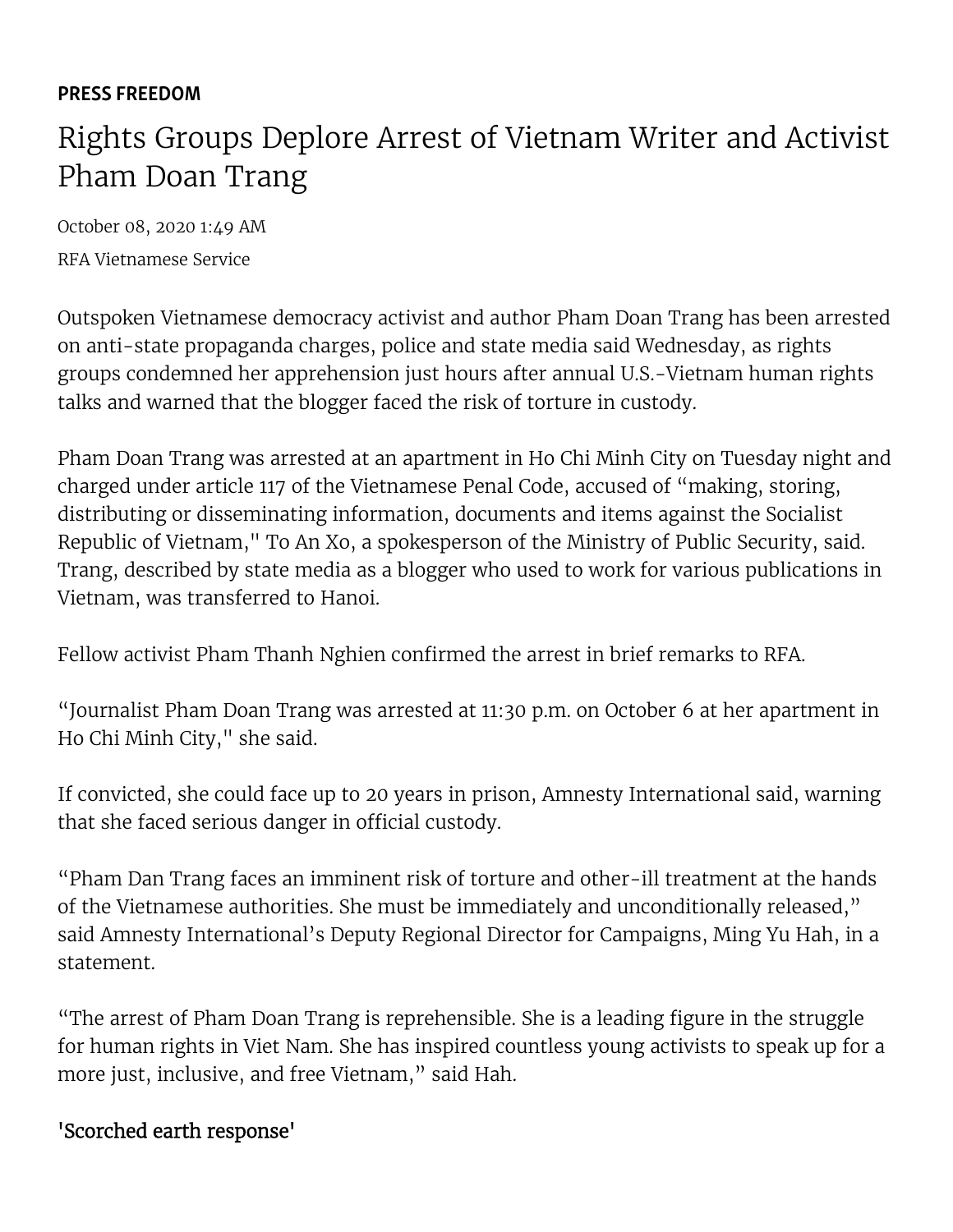**PRESS FREEDOM**

# Rights Groups Deplore Arrest of Vietnam Writer and Activist Pham Doan Trang

October 08, 2020 1:49 AM

RFA Vietnamese Service

Outspoken Vietnamese democracy activist and author Pham Doan Trang has been arrested on anti-state propaganda charges, police and state media said Wednesday, as rights groups condemned her apprehension just hours after annual U.S.-Vietnam human rights talks and warned that the blogger faced the risk of torture in custody.

Pham Doan Trang was arrested at an apartment in Ho Chi Minh City on Tuesday night and charged under article 117 of the Vietnamese Penal Code, accused of "making, storing, distributing or disseminating information, documents and items against the Socialist Republic of Vietnam," To An Xo, a spokesperson of the Ministry of Public Security, said. Trang, described by state media as a blogger who used to work for various publications in Vietnam, was transferred to Hanoi.

Fellow activist Pham Thanh Nghien confirmed the arrest in brief remarks to RFA.

"Journalist Pham Doan Trang was arrested at 11:30 p.m. on October 6 at her apartment in Ho Chi Minh City," she said.

If convicted, she could face up to 20 years in prison, Amnesty International said, warning that she faced serious danger in official custody.

"Pham Dan Trang faces an imminent risk of torture and other-ill treatment at the hands of the Vietnamese authorities. She must be immediately and unconditionally released," said Amnesty International's Deputy Regional Director for Campaigns, Ming Yu Hah, in a statement.

"The arrest of Pham Doan Trang is reprehensible. She is a leading figure in the struggle for human rights in Viet Nam. She has inspired countless young activists to speak up for a more just, inclusive, and free Vietnam," said Hah.

## 'Scorched earth response'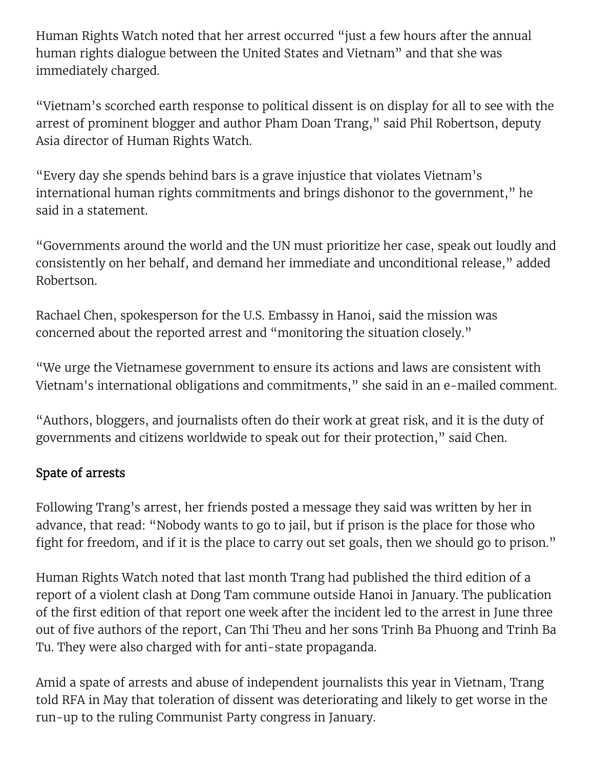Human Rights Watch noted that her arrest occurred "just a few hours after the annual human rights dialogue between the United States and Vietnam" and that she was immediately charged.

"Vietnam's scorched earth response to political dissent is on display for all to see with the arrest of prominent blogger and author Pham Doan Trang," said Phil Robertson, deputy Asia director of Human Rights Watch.

"Every day she spends behind bars is a grave injustice that violates Vietnam's international human rights commitments and brings dishonor to the government," he said in a statement.

"Governments around the world and the UN must prioritize her case, speak out loudly and consistently on her behalf, and demand her immediate and unconditional release," added Robertson.

Rachael Chen, spokesperson for the U.S. Embassy in Hanoi, said the mission was concerned about the reported arrest and "monitoring the situation closely."

"We urge the Vietnamese government to ensure its actions and laws are consistent with Vietnam's international obligations and commitments," she said in an e-mailed comment.

"Authors, bloggers, and journalists often do their work at great risk, and it is the duty of governments and citizens worldwide to speak out for their protection," said Chen.

## Spate of arrests

Following Trang's arrest, her friends posted a message they said was written by her in advance, that read: "Nobody wants to go to jail, but if prison is the place for those who fight for freedom, and if it is the place to carry out set goals, then we should go to prison."

Human Rights Watch noted that last month Trang had published the third edition of a report of a violent clash at Dong Tam commune outside Hanoi in January. The publication of the first edition of that report one week after the incident led to the arrest in June three out of five authors of the report, Can Thi Theu and her sons Trinh Ba Phuong and Trinh Ba Tu. They were also charged with for anti-state propaganda.

Amid a spate of arrests and abuse of independent journalists this year in Vietnam, Trang told RFA in May that toleration of dissent was deteriorating and likely to get worse in the run-up to the ruling Communist Party congress in January.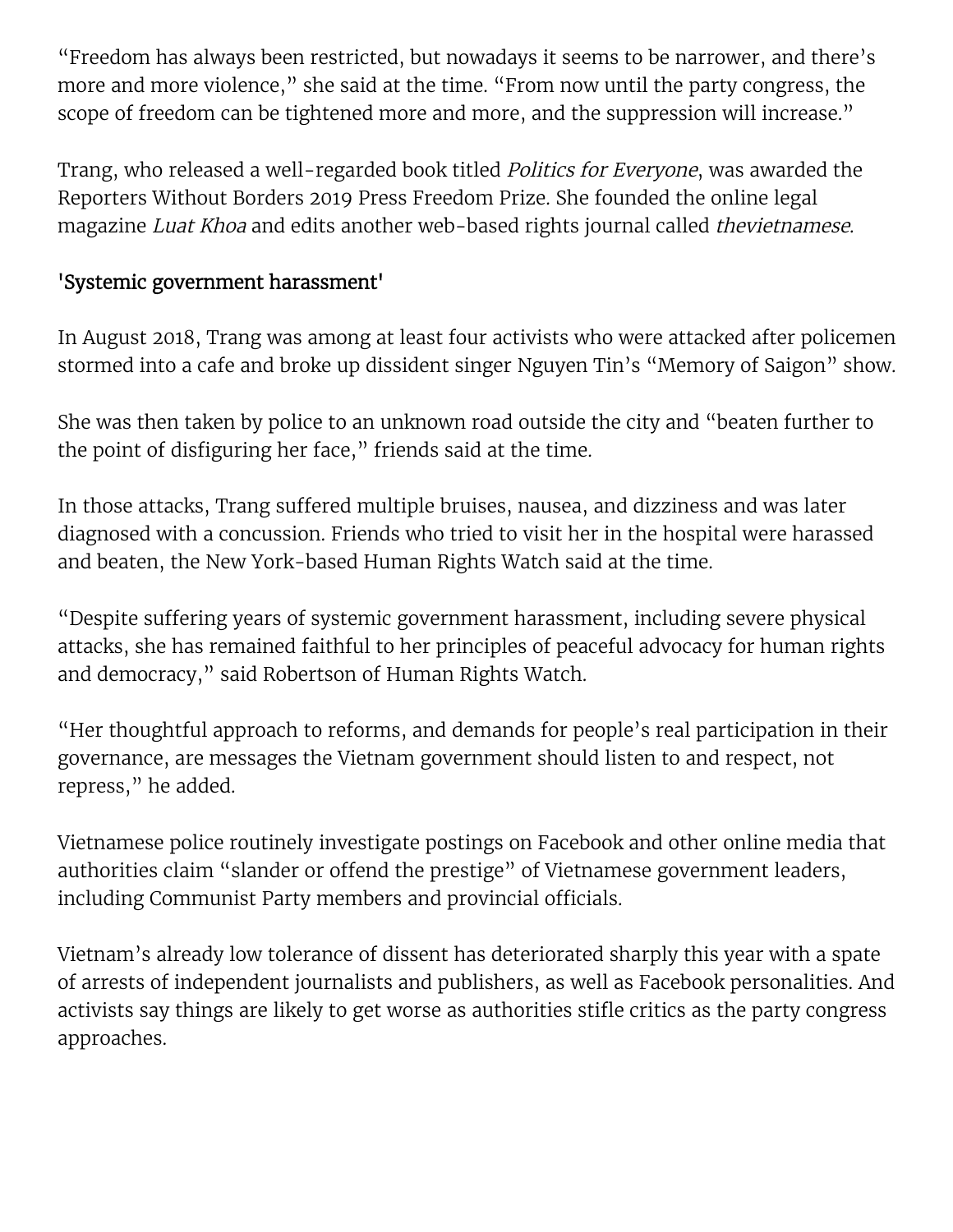"Freedom has always been restricted, but nowadays it seems to be narrower, and there's more and more violence," she said at the time. "From now until the party congress, the scope of freedom can be tightened more and more, and the suppression will increase."

Trang, who released a well-regarded book titled *Politics for Everyone*, was awarded the Reporters Without Borders 2019 Press Freedom Prize. She founded the online legal magazine *Luat Khoa* and edits another web-based rights journal called *thevietnamese*.

## 'Systemic government harassment'

In August 2018, Trang was among at least four activists who were attacked after policemen stormed into a cafe and broke up dissident singer Nguyen Tin's "Memory of Saigon" show.

She was then taken by police to an unknown road outside the city and "beaten further to the point of disfiguring her face," friends said at the time.

In those attacks, Trang suffered multiple bruises, nausea, and dizziness and was later diagnosed with a concussion. Friends who tried to visit her in the hospital were harassed and beaten, the New York-based Human Rights Watch said at the time.

"Despite suffering years of systemic government harassment, including severe physical attacks, she has remained faithful to her principles of peaceful advocacy for human rights and democracy," said Robertson of Human Rights Watch.

"Her thoughtful approach to reforms, and demands for people's real participation in their governance, are messages the Vietnam government should listen to and respect, not repress," he added.

Vietnamese police routinely investigate postings on Facebook and other online media that authorities claim "slander or offend the prestige" of Vietnamese government leaders, including Communist Party members and provincial officials.

Vietnam's already low tolerance of dissent has deteriorated sharply this year with a spate of arrests of independent journalists and publishers, as well as Facebook personalities. And activists say things are likely to get worse as authorities stifle critics as the party congress approaches.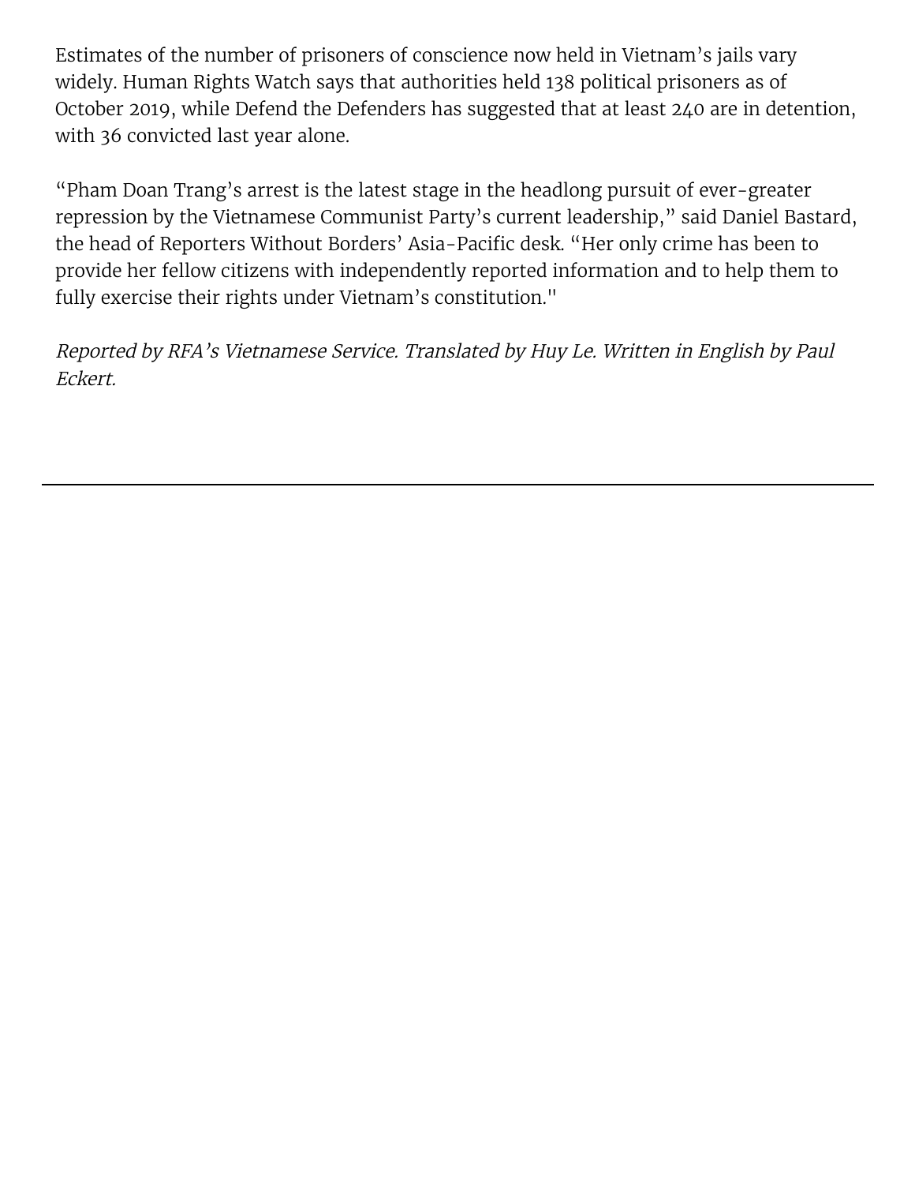Estimates of the number of prisoners of conscience now held in Vietnam's jails vary widely. Human Rights Watch says that authorities held 138 political prisoners as of October 2019, while Defend the Defenders has suggested that at least 240 are in detention, with 36 convicted last year alone.

"Pham Doan Trang's arrest is the latest stage in the headlong pursuit of ever-greater repression by the Vietnamese Communist Party's current leadership," said Daniel Bastard, the head of Reporters Without Borders' Asia-Pacific desk. "Her only crime has been to provide her fellow citizens with independently reported information and to help them to fully exercise their rights under Vietnam's constitution."

*Reported by RFA's Vietnamese Service. Translated by Huy Le. Written in English by Paul Eckert.*